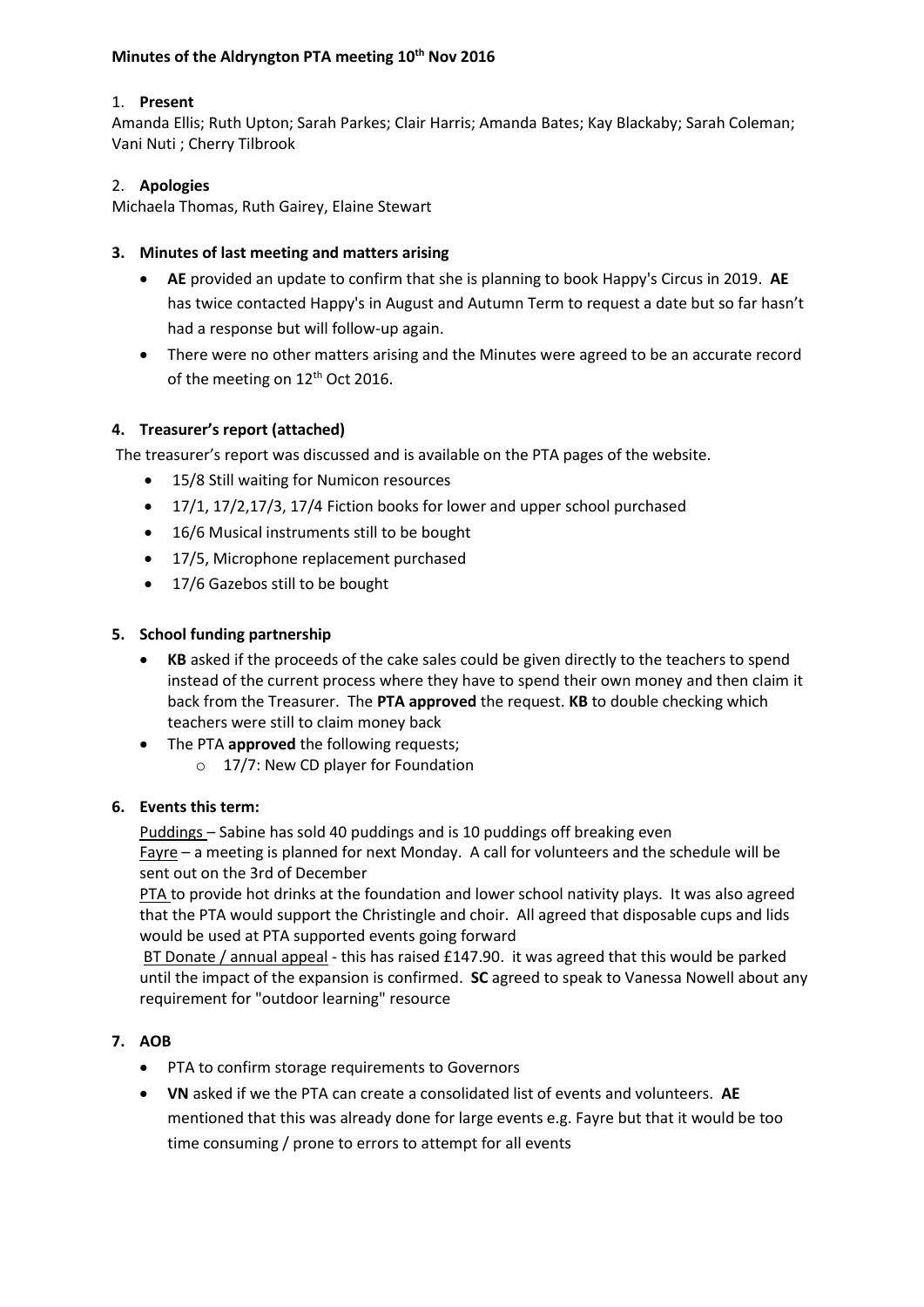**Minutes of the Aldryngton PTA meeting 10th Nov 2016**

1. **Present**

Amanda Ellis; Ruth Upton; Sarah Parkes; Clair Harris; Amanda Bates; Kay Blackaby; Sarah Coleman; Vani Nuti ; Cherry Tilbrook

2. **Apologies**

Michaela Thomas, Ruth Gairey, Elaine Stewart

3. **Minutes of last meeting and matters arising**

- **AE** provided an update to confirm that she is planning to book Happy's Circus in 2019. **AE** has twice contacted Happy's in August and Autumn Term to request a date but so far hasn't had a response but will follow-up again.
- There were no other matters arising and the Minutes were agreed to be an accurate record of the meeting on 12th Oct 2016.

4. **Treasurer's report (attached)**

The treasurer's report was discussed and is available on the PTA pages of the website.

- 15/8 Still waiting for Numicon resources
- 17/1, 17/2,17/3, 17/4 Fiction books for lower and upper school purchased
- 16/6 Musical instruments still to be bought
- 17/5, Microphone replacement purchased
- 17/6 Gazebos still to be bought

5. **School funding partnership**

- **KB** asked if the proceeds of the cake sales could be given directly to the teachers to spend instead of the current process where they have to spend their own money and then claim it back from the Treasurer. The **PTA approved** the request. **KB** to double checking which teachers were still to claim money back
- The PTA **approved** the following requests;
  - 17/7: New CD player for Foundation

6. **Events this term:**

Puddings – Sabine has sold 40 puddings and is 10 puddings off breaking even

Fayre – a meeting is planned for next Monday. A call for volunteers and the schedule will be sent out on the 3rd of December

PTA to provide hot drinks at the foundation and lower school nativity plays. It was also agreed that the PTA would support the Christingle and choir. All agreed that disposable cups and lids would be used at PTA supported events going forward

BT Donate / annual appeal - this has raised £147.90. it was agreed that this would be parked until the impact of the expansion is confirmed. **SC** agreed to speak to Vanessa Nowell about any requirement for "outdoor learning" resource

7. **AOB**

- PTA to confirm storage requirements to Governors
- **VN** asked if we the PTA can create a consolidated list of events and volunteers. **AE** mentioned that this was already done for large events e.g. Fayre but that it would be too time consuming / prone to errors to attempt for all events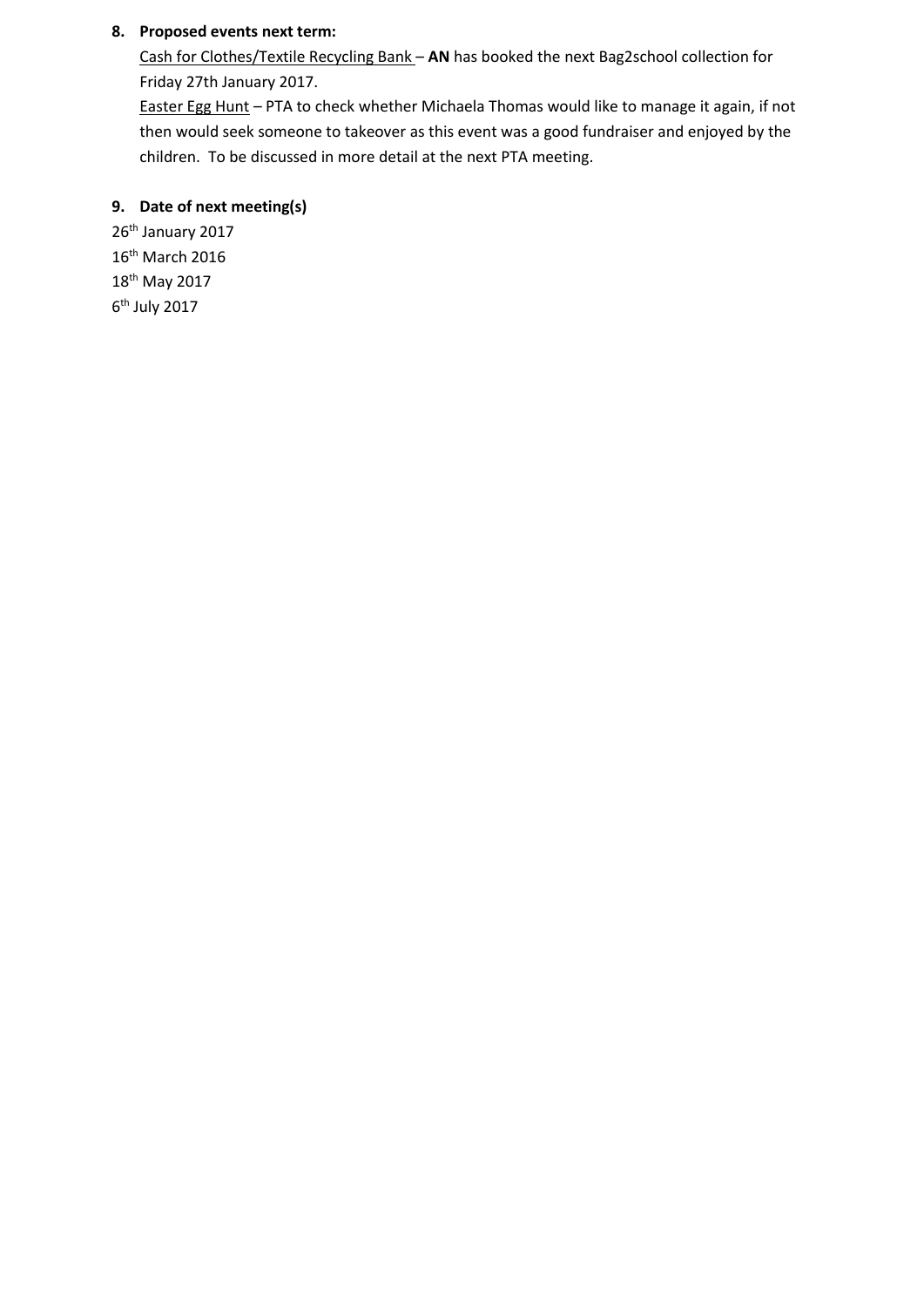## 8. Proposed events next term:

Cash for Clothes/Textile Recycling Bank – **AN** has booked the next Bag2school collection for Friday 27th January 2017.

Easter Egg Hunt – PTA to check whether Michaela Thomas would like to manage it again, if not then would seek someone to takeover as this event was a good fundraiser and enjoyed by the children. To be discussed in more detail at the next PTA meeting.

## 9. Date of next meeting(s)

26th January 2017
16th March 2016
18th May 2017
6th July 2017